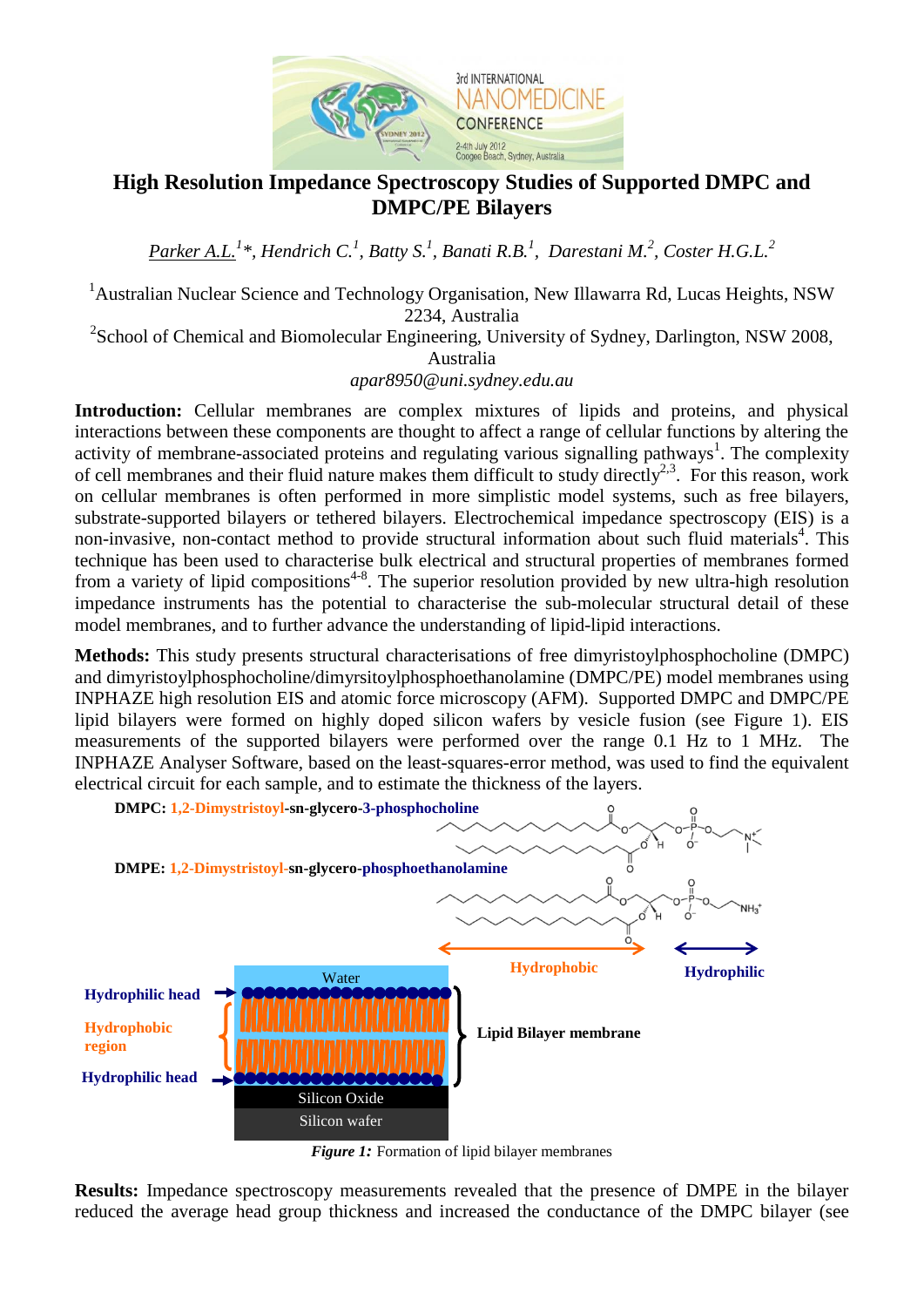# High Resolution Impedance Spectroscopy Studies of Supported DMPC and DMPC/PE Bilayers

*Parker A.L.[1]*, Hendrich C.[1], Batty S.[1], Banati R.B.[1], Darestani M.[2], Coster H.G.L.[2]*

[1]Australian Nuclear Science and Technology Organisation, New Illawarra Rd, Lucas Heights, NSW 2234, Australia

[2]School of Chemical and Biomolecular Engineering, University of Sydney, Darlington, NSW 2008, Australia

*apar8950@uni.sydney.edu.au*

**Introduction:** Cellular membranes are complex mixtures of lipids and proteins, and physical interactions between these components are thought to affect a range of cellular functions by altering the activity of membrane-associated proteins and regulating various signalling pathways[1]. The complexity of cell membranes and their fluid nature makes them difficult to study directly[2,3]. For this reason, work on cellular membranes is often performed in more simplistic model systems, such as free bilayers, substrate-supported bilayers or tethered bilayers. Electrochemical impedance spectroscopy (EIS) is a non-invasive, non-contact method to provide structural information about such fluid materials[4]. This technique has been used to characterise bulk electrical and structural properties of membranes formed from a variety of lipid compositions[4-8]. The superior resolution provided by new ultra-high resolution impedance instruments has the potential to characterise the sub-molecular structural detail of these model membranes, and to further advance the understanding of lipid-lipid interactions.

**Methods:** This study presents structural characterisations of free dimyristoylphosphocholine (DMPC) and dimyristoylphosphocholine/dimyrsitoylphosphoethanolamine (DMPC/PE) model membranes using INPHAZE high resolution EIS and atomic force microscopy (AFM). Supported DMPC and DMPC/PE lipid bilayers were formed on highly doped silicon wafers by vesicle fusion (see Figure 1). EIS measurements of the supported bilayers were performed over the range 0.1 Hz to 1 MHz. The INPHAZE Analyser Software, based on the least-squares-error method, was used to find the equivalent electrical circuit for each sample, and to estimate the thickness of the layers.

DMPC: 1,2-Dimystristoyl-sn-glycero-3-phosphocholine

DMPE: 1,2-Dimystristoyl-sn-glycero-phosphoethanolamine

*Figure 1:* Formation of lipid bilayer membranes

**Results:** Impedance spectroscopy measurements revealed that the presence of DMPE in the bilayer reduced the average head group thickness and increased the conductance of the DMPC bilayer (see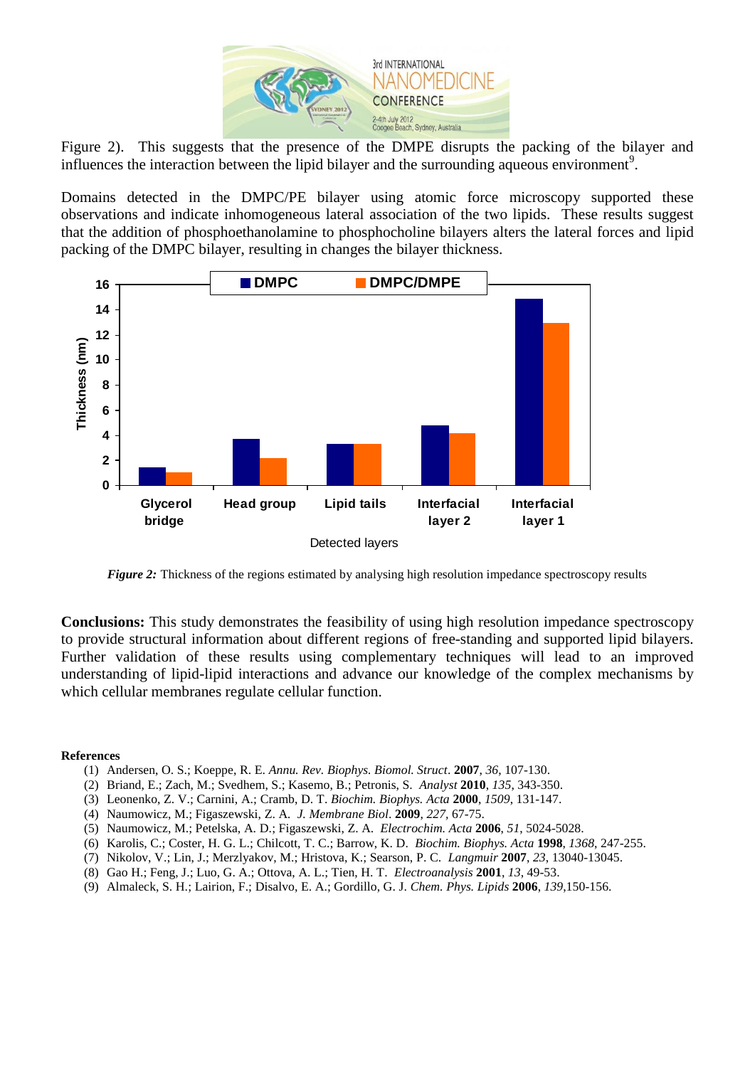Figure 2). This suggests that the presence of the DMPE disrupts the packing of the bilayer and influences the interaction between the lipid bilayer and the surrounding aqueous environment[9].

Domains detected in the DMPC/PE bilayer using atomic force microscopy supported these observations and indicate inhomogeneous lateral association of the two lipids. These results suggest that the addition of phosphoethanolamine to phosphocholine bilayers alters the lateral forces and lipid packing of the DMPC bilayer, resulting in changes the bilayer thickness.

DMPC
DMPC/DMPE

Thickness (nm)

16
14
12
10
8
6
4
2
0

Glycerol bridge
Head group
Lipid tails
Interfacial layer 2
Interfacial layer 1

Detected layers

***Figure 2:*** Thickness of the regions estimated by analysing high resolution impedance spectroscopy results

**Conclusions:** This study demonstrates the feasibility of using high resolution impedance spectroscopy to provide structural information about different regions of free-standing and supported lipid bilayers. Further validation of these results using complementary techniques will lead to an improved understanding of lipid-lipid interactions and advance our knowledge of the complex mechanisms by which cellular membranes regulate cellular function.

**References**

(1) Andersen, O. S.; Koeppe, R. E. *Annu. Rev. Biophys. Biomol. Struct*. **2007**, *36*, 107-130.
(2) Briand, E.; Zach, M.; Svedhem, S.; Kasemo, B.; Petronis, S. *Analyst* **2010**, *135*, 343-350.
(3) Leonenko, Z. V.; Carnini, A.; Cramb, D. T. *Biochim. Biophys. Acta* **2000**, *1509*, 131-147.
(4) Naumowicz, M.; Figaszewski, Z. A. *J. Membrane Biol*. **2009**, *227*, 67-75.
(5) Naumowicz, M.; Petelska, A. D.; Figaszewski, Z. A. *Electrochim. Acta* **2006**, *51*, 5024-5028.
(6) Karolis, C.; Coster, H. G. L.; Chilcott, T. C.; Barrow, K. D. *Biochim. Biophys. Acta* **1998**, *1368*, 247-255.
(7) Nikolov, V.; Lin, J.; Merzlyakov, M.; Hristova, K.; Searson, P. C. *Langmuir* **2007**, *23*, 13040-13045.
(8) Gao H.; Feng, J.; Luo, G. A.; Ottova, A. L.; Tien, H. T. *Electroanalysis* **2001**, *13*, 49-53.
(9) Almaleck, S. H.; Lairion, F.; Disalvo, E. A.; Gordillo, G. J. *Chem. Phys. Lipids* **2006**, *139*,150-156.